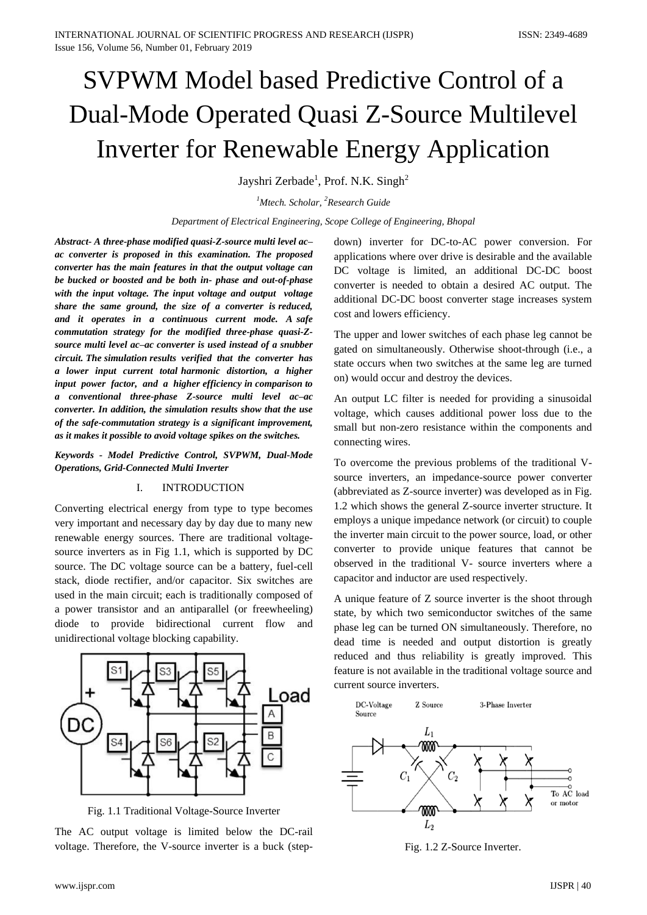# SVPWM Model based Predictive Control of a Dual-Mode Operated Quasi Z-Source Multilevel Inverter for Renewable Energy Application

Jayshri Zerbade[1], Prof. N.K. Singh[2]

[1]*Mtech. Scholar,* [2]*Research Guide*

*Department of Electrical Engineering, Scope College of Engineering, Bhopal*

***Abstract-** A three-phase modified quasi-Z-source multi level ac–ac converter is proposed in this examination. The proposed converter has the main features in that the output voltage can be bucked or boosted and be both in- phase and out-of-phase with the input voltage. The input voltage and output voltage share the same ground, the size of a converter is reduced, and it operates in a continuous current mode. A safe commutation strategy for the modified three-phase quasi-Z-source multi level ac–ac converter is used instead of a snubber circuit. The simulation results verified that the converter has a lower input current total harmonic distortion, a higher input power factor, and a higher efficiency in comparison to a conventional three-phase Z-source multi level ac–ac converter. In addition, the simulation results show that the use of the safe-commutation strategy is a significant improvement, as it makes it possible to avoid voltage spikes on the switches.*

***Keywords** - Model Predictive Control, SVPWM, Dual-Mode Operations, Grid-Connected Multi Inverter*

## I. INTRODUCTION

Converting electrical energy from type to type becomes very important and necessary day by day due to many new renewable energy sources. There are traditional voltage-source inverters as in Fig 1.1, which is supported by DC source. The DC voltage source can be a battery, fuel-cell stack, diode rectifier, and/or capacitor. Six switches are used in the main circuit; each is traditionally composed of a power transistor and an antiparallel (or freewheeling) diode to provide bidirectional current flow and unidirectional voltage blocking capability.

Fig. 1.1 Traditional Voltage-Source Inverter

The AC output voltage is limited below the DC-rail voltage. Therefore, the V-source inverter is a buck (step-down) inverter for DC-to-AC power conversion. For applications where over drive is desirable and the available DC voltage is limited, an additional DC-DC boost converter is needed to obtain a desired AC output. The additional DC-DC boost converter stage increases system cost and lowers efficiency.

The upper and lower switches of each phase leg cannot be gated on simultaneously. Otherwise shoot-through (i.e., a state occurs when two switches at the same leg are turned on) would occur and destroy the devices.

An output LC filter is needed for providing a sinusoidal voltage, which causes additional power loss due to the small but non-zero resistance within the components and connecting wires.

To overcome the previous problems of the traditional V-source inverters, an impedance-source power converter (abbreviated as Z-source inverter) was developed as in Fig. 1.2 which shows the general Z-source inverter structure. It employs a unique impedance network (or circuit) to couple the inverter main circuit to the power source, load, or other converter to provide unique features that cannot be observed in the traditional V- source inverters where a capacitor and inductor are used respectively.

A unique feature of Z source inverter is the shoot through state, by which two semiconductor switches of the same phase leg can be turned ON simultaneously. Therefore, no dead time is needed and output distortion is greatly reduced and thus reliability is greatly improved. This feature is not available in the traditional voltage source and current source inverters.

Fig. 1.2 Z-Source Inverter.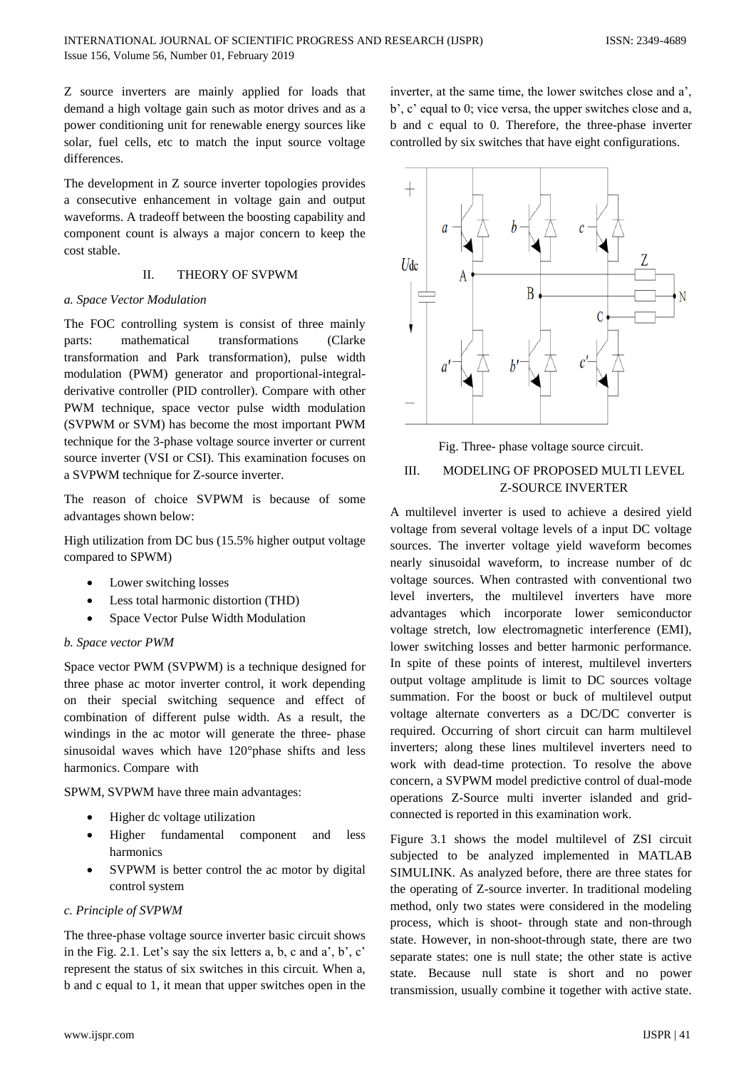Z source inverters are mainly applied for loads that demand a high voltage gain such as motor drives and as a power conditioning unit for renewable energy sources like solar, fuel cells, etc to match the input source voltage differences.

The development in Z source inverter topologies provides a consecutive enhancement in voltage gain and output waveforms. A tradeoff between the boosting capability and component count is always a major concern to keep the cost stable.

## II. THEORY OF SVPWM

### *a. Space Vector Modulation*

The FOC controlling system is consist of three mainly parts: mathematical transformations (Clarke transformation and Park transformation), pulse width modulation (PWM) generator and proportional-integral-derivative controller (PID controller). Compare with other PWM technique, space vector pulse width modulation (SVPWM or SVM) has become the most important PWM technique for the 3-phase voltage source inverter or current source inverter (VSI or CSI). This examination focuses on a SVPWM technique for Z-source inverter.

The reason of choice SVPWM is because of some advantages shown below:

High utilization from DC bus (15.5% higher output voltage compared to SPWM)

- Lower switching losses
- Less total harmonic distortion (THD)
- Space Vector Pulse Width Modulation

### *b. Space vector PWM*

Space vector PWM (SVPWM) is a technique designed for three phase ac motor inverter control, it work depending on their special switching sequence and effect of combination of different pulse width. As a result, the windings in the ac motor will generate the three- phase sinusoidal waves which have 120°phase shifts and less harmonics. Compare with

SPWM, SVPWM have three main advantages:

- Higher dc voltage utilization
- Higher fundamental component and less harmonics
- SVPWM is better control the ac motor by digital control system

### *c. Principle of SVPWM*

The three-phase voltage source inverter basic circuit shows in the Fig. 2.1. Let's say the six letters a, b, c and a', b', c' represent the status of six switches in this circuit. When a, b and c equal to 1, it mean that upper switches open in the inverter, at the same time, the lower switches close and a', b', c' equal to 0; vice versa, the upper switches close and a, b and c equal to 0. Therefore, the three-phase inverter controlled by six switches that have eight configurations.

Fig. Three- phase voltage source circuit.

## III. MODELING OF PROPOSED MULTI LEVEL Z-SOURCE INVERTER

A multilevel inverter is used to achieve a desired yield voltage from several voltage levels of a input DC voltage sources. The inverter voltage yield waveform becomes nearly sinusoidal waveform, to increase number of dc voltage sources. When contrasted with conventional two level inverters, the multilevel inverters have more advantages which incorporate lower semiconductor voltage stretch, low electromagnetic interference (EMI), lower switching losses and better harmonic performance. In spite of these points of interest, multilevel inverters output voltage amplitude is limit to DC sources voltage summation. For the boost or buck of multilevel output voltage alternate converters as a DC/DC converter is required. Occurring of short circuit can harm multilevel inverters; along these lines multilevel inverters need to work with dead-time protection. To resolve the above concern, a SVPWM model predictive control of dual-mode operations Z-Source multi inverter islanded and grid-connected is reported in this examination work.

Figure 3.1 shows the model multilevel of ZSI circuit subjected to be analyzed implemented in MATLAB SIMULINK. As analyzed before, there are three states for the operating of Z-source inverter. In traditional modeling method, only two states were considered in the modeling process, which is shoot- through state and non-through state. However, in non-shoot-through state, there are two separate states: one is null state; the other state is active state. Because null state is short and no power transmission, usually combine it together with active state.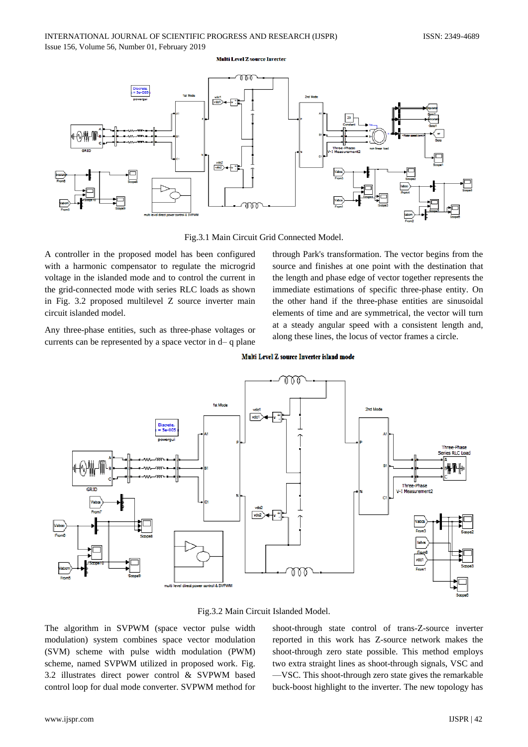Fig.3.1 Main Circuit Grid Connected Model.

A controller in the proposed model has been configured with a harmonic compensator to regulate the microgrid voltage in the islanded mode and to control the current in the grid-connected mode with series RLC loads as shown in Fig. 3.2 proposed multilevel Z source inverter main circuit islanded model.

Any three-phase entities, such as three-phase voltages or currents can be represented by a space vector in d– q plane through Park's transformation. The vector begins from the source and finishes at one point with the destination that the length and phase edge of vector together represents the immediate estimations of specific three-phase entity. On the other hand if the three-phase entities are sinusoidal elements of time and are symmetrical, the vector will turn at a steady angular speed with a consistent length and, along these lines, the locus of vector frames a circle.

Fig.3.2 Main Circuit Islanded Model.

The algorithm in SVPWM (space vector pulse width modulation) system combines space vector modulation (SVM) scheme with pulse width modulation (PWM) scheme, named SVPWM utilized in proposed work. Fig. 3.2 illustrates direct power control & SVPWM based control loop for dual mode converter. SVPWM method for shoot-through state control of trans-Z-source inverter reported in this work has Z-source network makes the shoot-through zero state possible. This method employs two extra straight lines as shoot-through signals, VSC and —VSC. This shoot-through zero state gives the remarkable buck-boost highlight to the inverter. The new topology has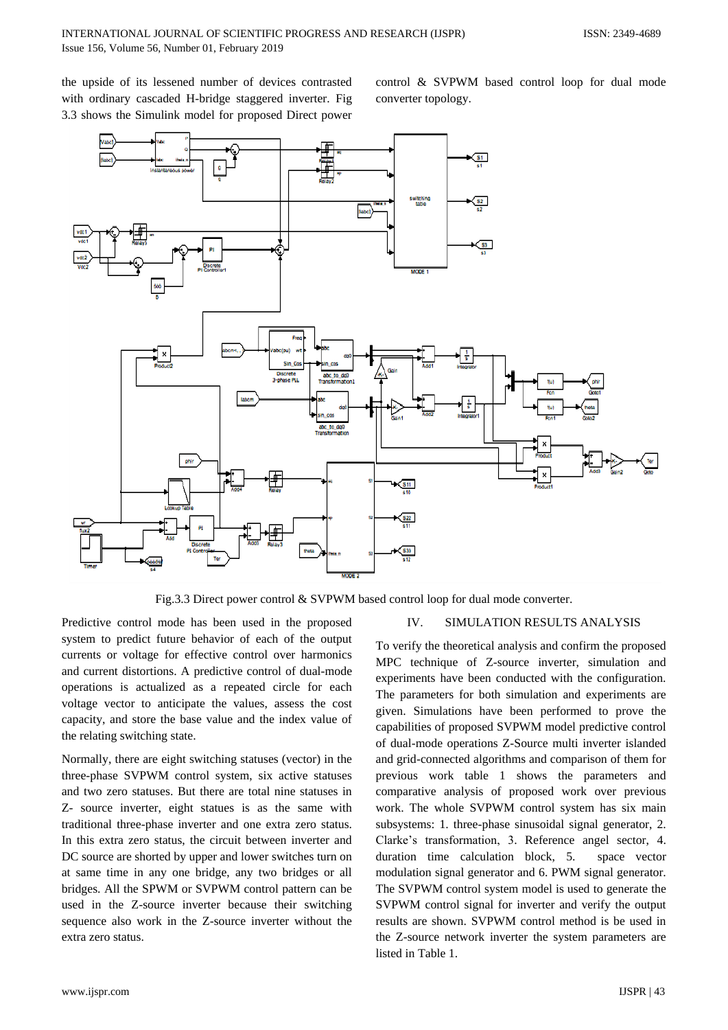the upside of its lessened number of devices contrasted with ordinary cascaded H-bridge staggered inverter. Fig 3.3 shows the Simulink model for proposed Direct power control & SVPWM based control loop for dual mode converter topology.

Fig.3.3 Direct power control & SVPWM based control loop for dual mode converter.

Predictive control mode has been used in the proposed system to predict future behavior of each of the output currents or voltage for effective control over harmonics and current distortions. A predictive control of dual-mode operations is actualized as a repeated circle for each voltage vector to anticipate the values, assess the cost capacity, and store the base value and the index value of the relating switching state.

Normally, there are eight switching statuses (vector) in the three-phase SVPWM control system, six active statuses and two zero statuses. But there are total nine statuses in Z- source inverter, eight statues is as the same with traditional three-phase inverter and one extra zero status. In this extra zero status, the circuit between inverter and DC source are shorted by upper and lower switches turn on at same time in any one bridge, any two bridges or all bridges. All the SPWM or SVPWM control pattern can be used in the Z-source inverter because their switching sequence also work in the Z-source inverter without the extra zero status.

## IV. SIMULATION RESULTS ANALYSIS

To verify the theoretical analysis and confirm the proposed MPC technique of Z-source inverter, simulation and experiments have been conducted with the configuration. The parameters for both simulation and experiments are given. Simulations have been performed to prove the capabilities of proposed SVPWM model predictive control of dual-mode operations Z-Source multi inverter islanded and grid-connected algorithms and comparison of them for previous work table 1 shows the parameters and comparative analysis of proposed work over previous work. The whole SVPWM control system has six main subsystems: 1. three-phase sinusoidal signal generator, 2. Clarke's transformation, 3. Reference angel sector, 4. duration time calculation block, 5. space vector modulation signal generator and 6. PWM signal generator. The SVPWM control system model is used to generate the SVPWM control signal for inverter and verify the output results are shown. SVPWM control method is be used in the Z-source network inverter the system parameters are listed in Table 1.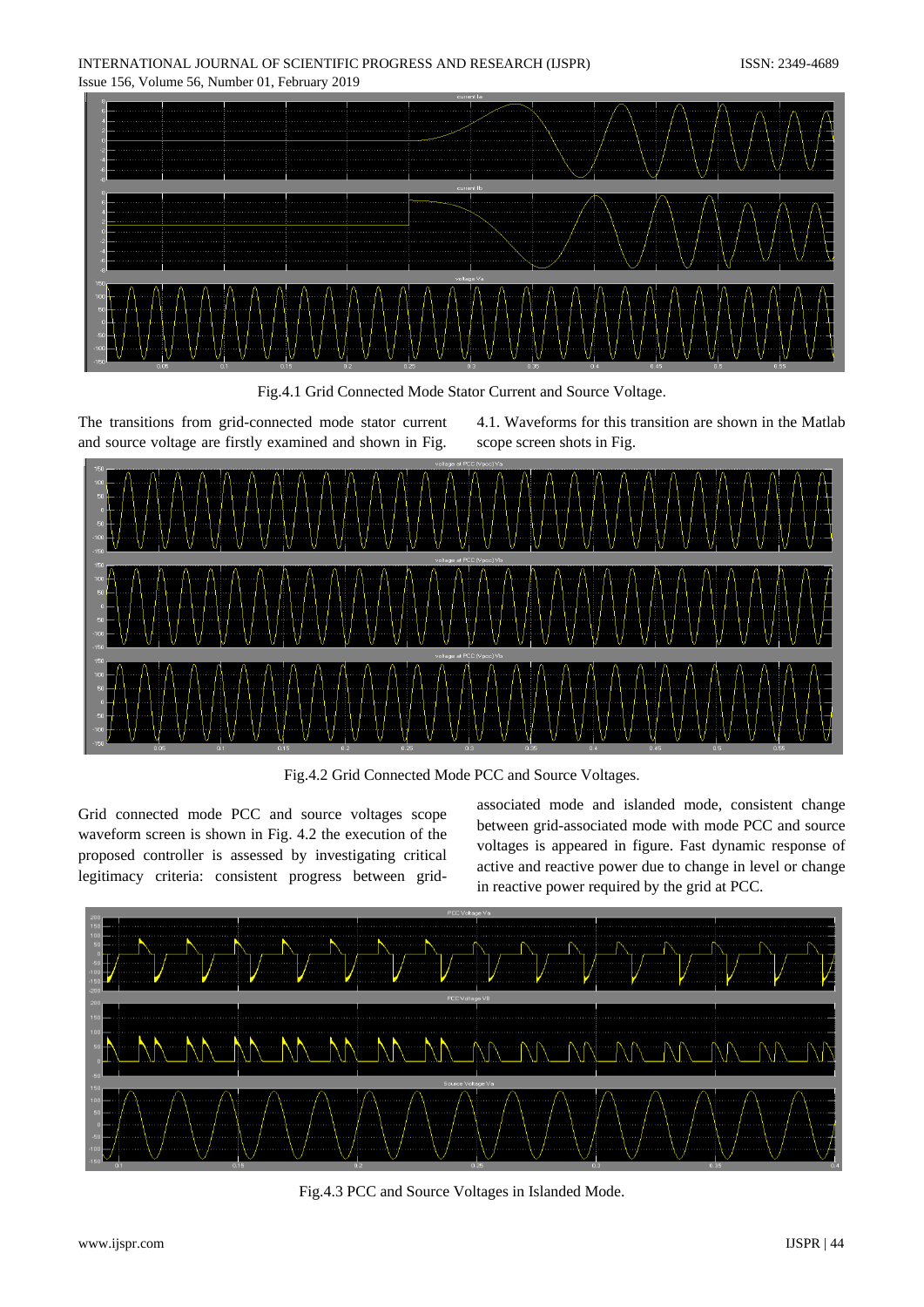Fig.4.1 Grid Connected Mode Stator Current and Source Voltage.

The transitions from grid-connected mode stator current and source voltage are firstly examined and shown in Fig. 4.1. Waveforms for this transition are shown in the Matlab scope screen shots in Fig.

Fig.4.2 Grid Connected Mode PCC and Source Voltages.

Grid connected mode PCC and source voltages scope waveform screen is shown in Fig. 4.2 the execution of the proposed controller is assessed by investigating critical legitimacy criteria: consistent progress between grid-associated mode and islanded mode, consistent change between grid-associated mode with mode PCC and source voltages is appeared in figure. Fast dynamic response of active and reactive power due to change in level or change in reactive power required by the grid at PCC.

Fig.4.3 PCC and Source Voltages in Islanded Mode.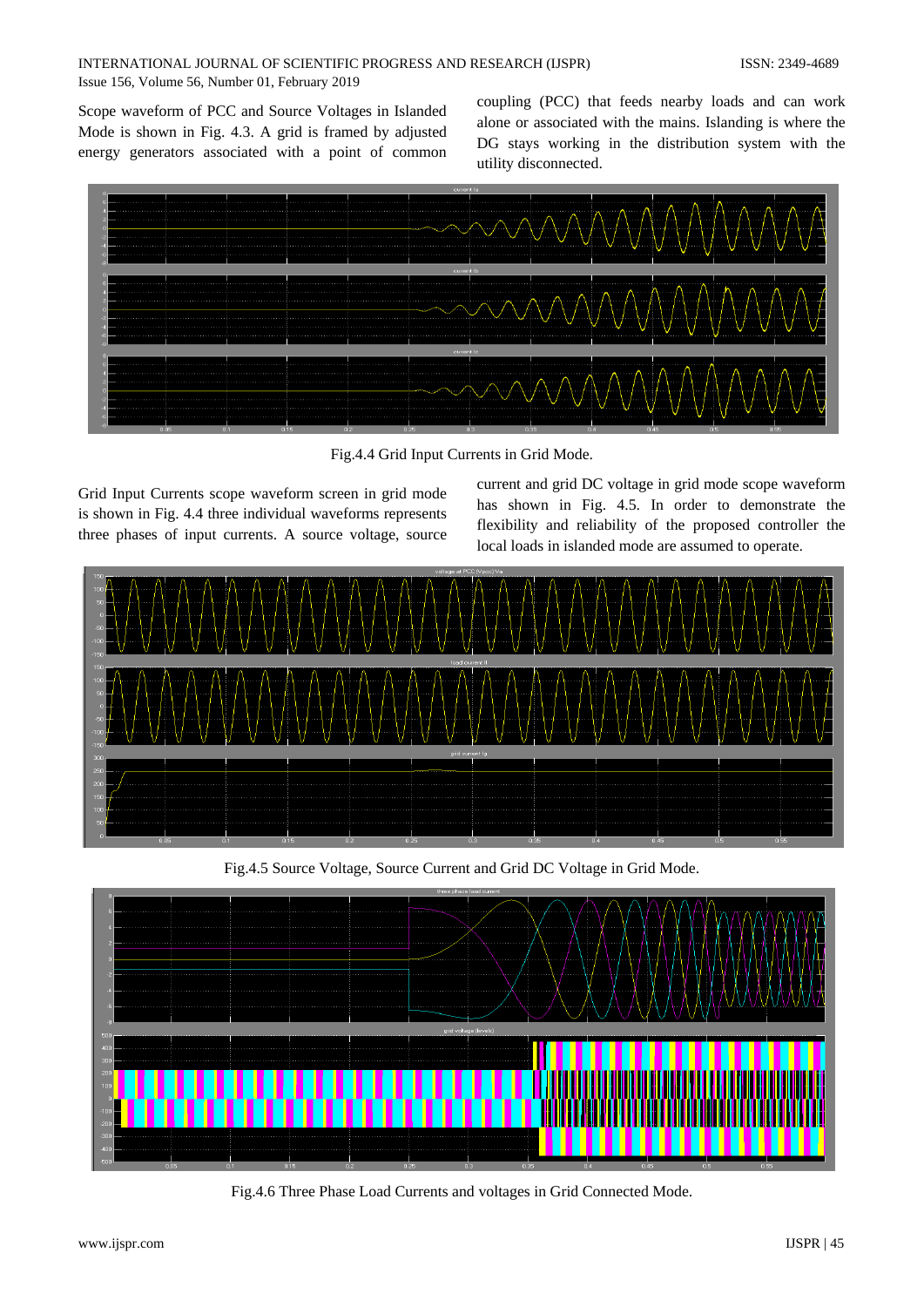Scope waveform of PCC and Source Voltages in Islanded Mode is shown in Fig. 4.3. A grid is framed by adjusted energy generators associated with a point of common coupling (PCC) that feeds nearby loads and can work alone or associated with the mains. Islanding is where the DG stays working in the distribution system with the utility disconnected.

Fig.4.4 Grid Input Currents in Grid Mode.

Grid Input Currents scope waveform screen in grid mode is shown in Fig. 4.4 three individual waveforms represents three phases of input currents. A source voltage, source current and grid DC voltage in grid mode scope waveform has shown in Fig. 4.5. In order to demonstrate the flexibility and reliability of the proposed controller the local loads in islanded mode are assumed to operate.

Fig.4.5 Source Voltage, Source Current and Grid DC Voltage in Grid Mode.

Fig.4.6 Three Phase Load Currents and voltages in Grid Connected Mode.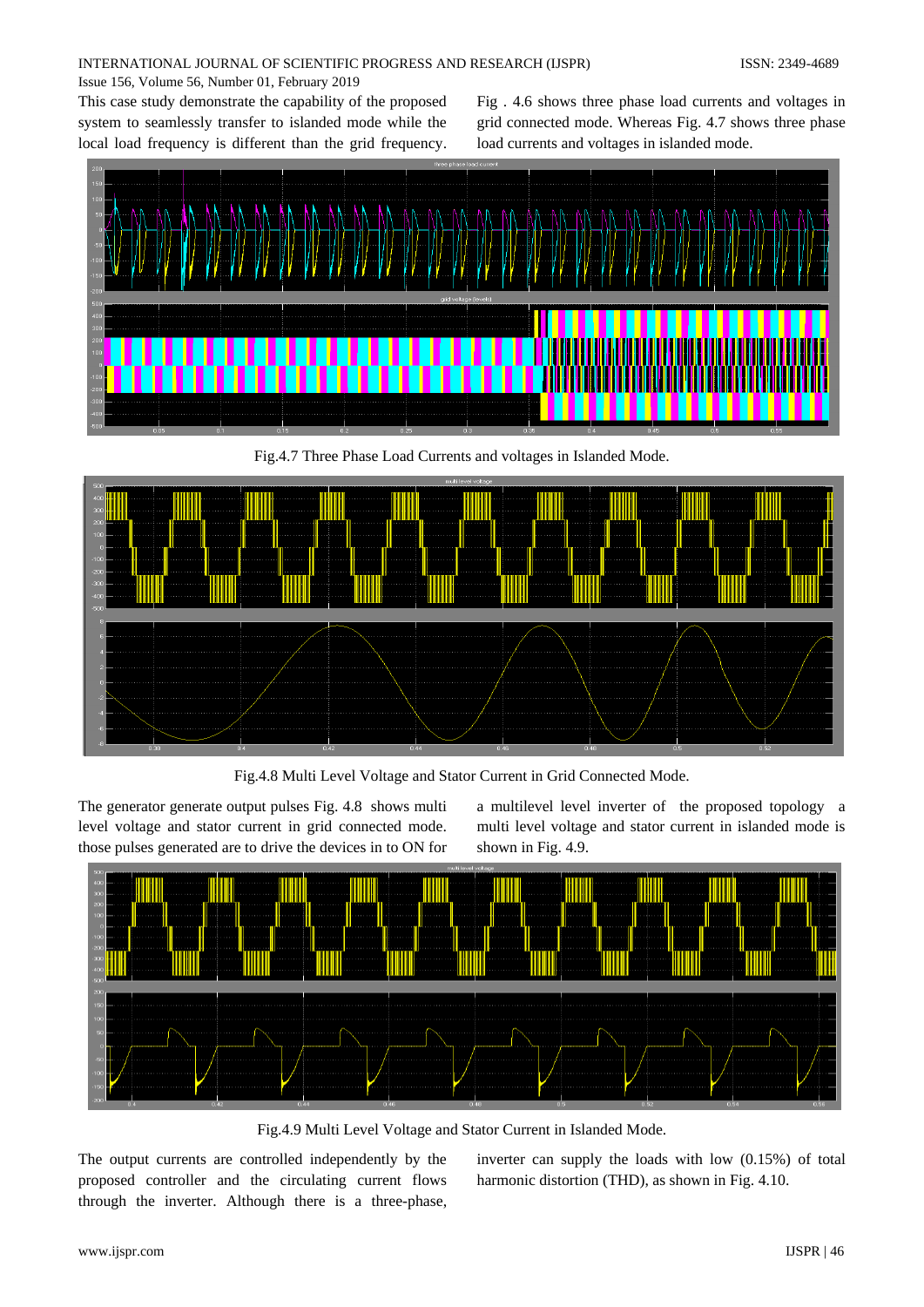This case study demonstrate the capability of the proposed system to seamlessly transfer to islanded mode while the local load frequency is different than the grid frequency.

Fig . 4.6 shows three phase load currents and voltages in grid connected mode. Whereas Fig. 4.7 shows three phase load currents and voltages in islanded mode.

Fig.4.7 Three Phase Load Currents and voltages in Islanded Mode.

Fig.4.8 Multi Level Voltage and Stator Current in Grid Connected Mode.

The generator generate output pulses Fig. 4.8 shows multi level voltage and stator current in grid connected mode. those pulses generated are to drive the devices in to ON for a multilevel level inverter of the proposed topology a multi level voltage and stator current in islanded mode is shown in Fig. 4.9.

Fig.4.9 Multi Level Voltage and Stator Current in Islanded Mode.

The output currents are controlled independently by the proposed controller and the circulating current flows through the inverter. Although there is a three-phase, inverter can supply the loads with low (0.15%) of total harmonic distortion (THD), as shown in Fig. 4.10.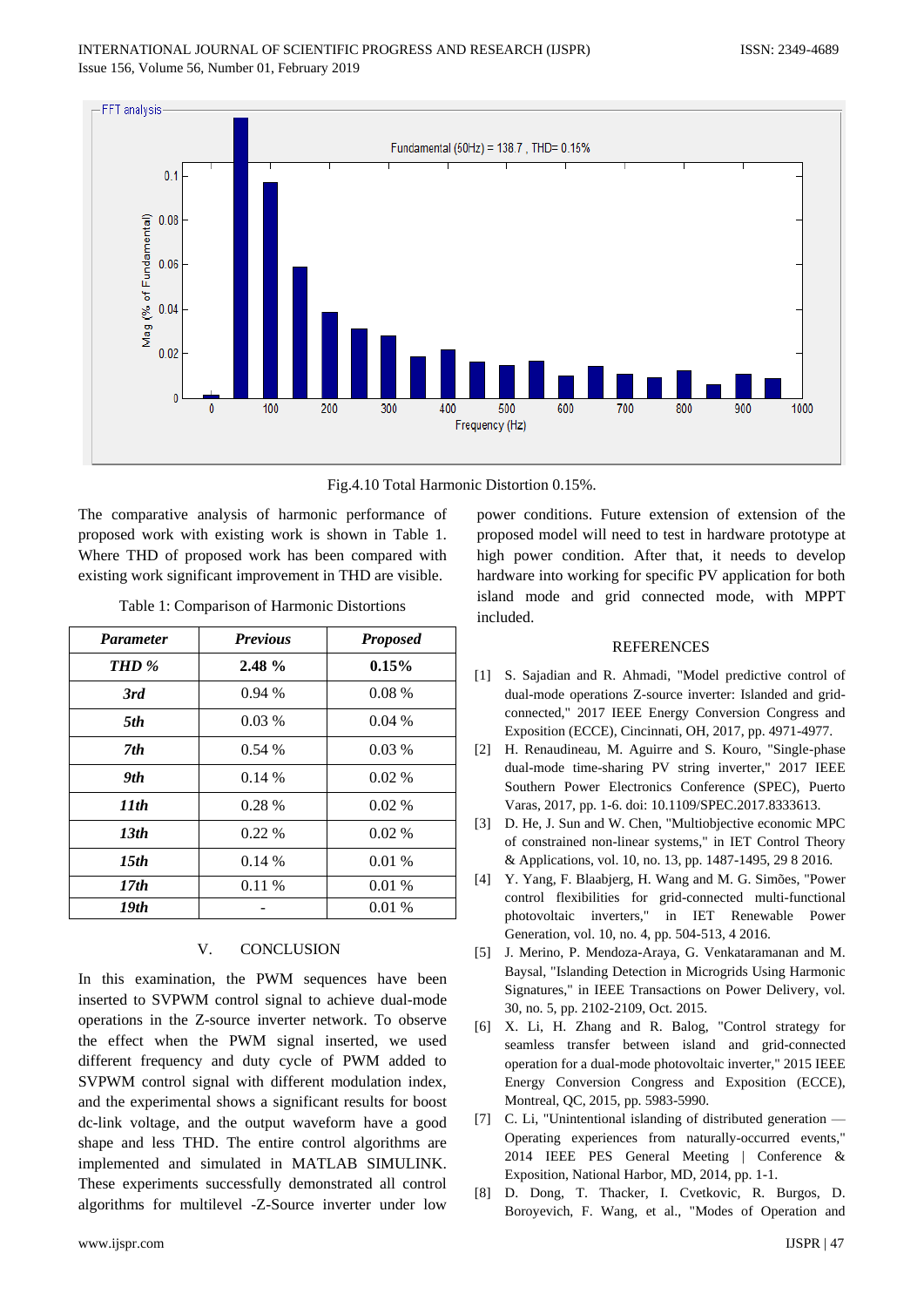Fig.4.10 Total Harmonic Distortion 0.15%.

The comparative analysis of harmonic performance of proposed work with existing work is shown in Table 1. Where THD of proposed work has been compared with existing work significant improvement in THD are visible.

Table 1: Comparison of Harmonic Distortions

| *Parameter* | *Previous* | *Proposed* |
|---|---|---|
| ***THD %*** | **2.48 %** | **0.15%** |
| ***3rd*** | 0.94 % | 0.08 % |
| ***5th*** | 0.03 % | 0.04 % |
| ***7th*** | 0.54 % | 0.03 % |
| ***9th*** | 0.14 % | 0.02 % |
| ***11th*** | 0.28 % | 0.02 % |
| ***13th*** | 0.22 % | 0.02 % |
| ***15th*** | 0.14 % | 0.01 % |
| ***17th*** | 0.11 % | 0.01 % |
| ***19th*** | - | 0.01 % |

## V. CONCLUSION

In this examination, the PWM sequences have been inserted to SVPWM control signal to achieve dual-mode operations in the Z-source inverter network. To observe the effect when the PWM signal inserted, we used different frequency and duty cycle of PWM added to SVPWM control signal with different modulation index, and the experimental shows a significant results for boost dc-link voltage, and the output waveform have a good shape and less THD. The entire control algorithms are implemented and simulated in MATLAB SIMULINK. These experiments successfully demonstrated all control algorithms for multilevel -Z-Source inverter under low power conditions. Future extension of extension of the proposed model will need to test in hardware prototype at high power condition. After that, it needs to develop hardware into working for specific PV application for both island mode and grid connected mode, with MPPT included.

## REFERENCES

[1] S. Sajadian and R. Ahmadi, "Model predictive control of dual-mode operations Z-source inverter: Islanded and grid-connected," 2017 IEEE Energy Conversion Congress and Exposition (ECCE), Cincinnati, OH, 2017, pp. 4971-4977.

[2] H. Renaudineau, M. Aguirre and S. Kouro, "Single-phase dual-mode time-sharing PV string inverter," 2017 IEEE Southern Power Electronics Conference (SPEC), Puerto Varas, 2017, pp. 1-6. doi: 10.1109/SPEC.2017.8333613.

[3] D. He, J. Sun and W. Chen, "Multiobjective economic MPC of constrained non-linear systems," in IET Control Theory & Applications, vol. 10, no. 13, pp. 1487-1495, 29 8 2016.

[4] Y. Yang, F. Blaabjerg, H. Wang and M. G. Simões, "Power control flexibilities for grid-connected multi-functional photovoltaic inverters," in IET Renewable Power Generation, vol. 10, no. 4, pp. 504-513, 4 2016.

[5] J. Merino, P. Mendoza-Araya, G. Venkataramanan and M. Baysal, "Islanding Detection in Microgrids Using Harmonic Signatures," in IEEE Transactions on Power Delivery, vol. 30, no. 5, pp. 2102-2109, Oct. 2015.

[6] X. Li, H. Zhang and R. Balog, "Control strategy for seamless transfer between island and grid-connected operation for a dual-mode photovoltaic inverter," 2015 IEEE Energy Conversion Congress and Exposition (ECCE), Montreal, QC, 2015, pp. 5983-5990.

[7] C. Li, "Unintentional islanding of distributed generation — Operating experiences from naturally-occurred events," 2014 IEEE PES General Meeting | Conference & Exposition, National Harbor, MD, 2014, pp. 1-1.

[8] D. Dong, T. Thacker, I. Cvetkovic, R. Burgos, D. Boroyevich, F. Wang, et al., "Modes of Operation and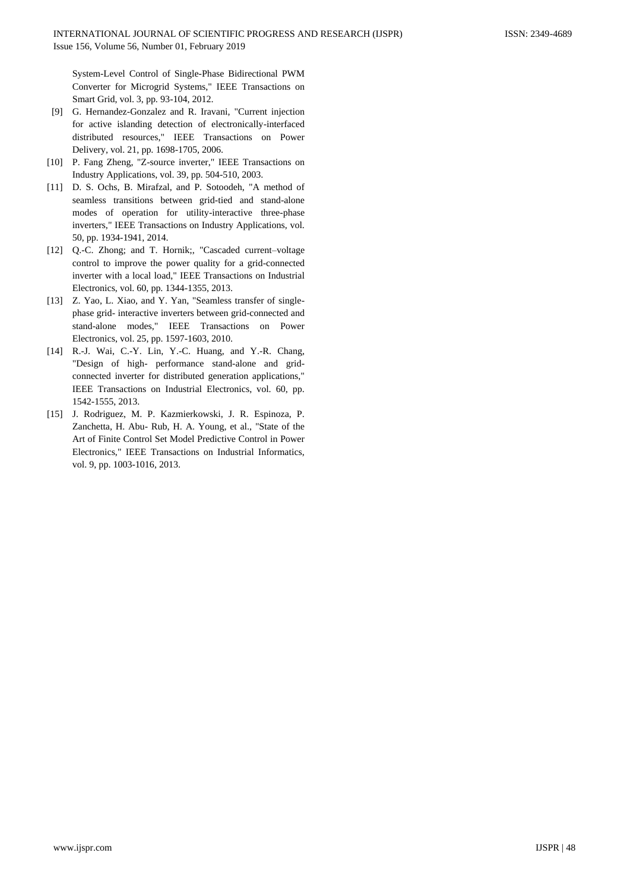System-Level Control of Single-Phase Bidirectional PWM Converter for Microgrid Systems," IEEE Transactions on Smart Grid, vol. 3, pp. 93-104, 2012.

[9] G. Hernandez-Gonzalez and R. Iravani, "Current injection for active islanding detection of electronically-interfaced distributed resources," IEEE Transactions on Power Delivery, vol. 21, pp. 1698-1705, 2006.

[10] P. Fang Zheng, "Z-source inverter," IEEE Transactions on Industry Applications, vol. 39, pp. 504-510, 2003.

[11] D. S. Ochs, B. Mirafzal, and P. Sotoodeh, "A method of seamless transitions between grid-tied and stand-alone modes of operation for utility-interactive three-phase inverters," IEEE Transactions on Industry Applications, vol. 50, pp. 1934-1941, 2014.

[12] Q.-C. Zhong; and T. Hornik;, "Cascaded current–voltage control to improve the power quality for a grid-connected inverter with a local load," IEEE Transactions on Industrial Electronics, vol. 60, pp. 1344-1355, 2013.

[13] Z. Yao, L. Xiao, and Y. Yan, "Seamless transfer of single-phase grid- interactive inverters between grid-connected and stand-alone modes," IEEE Transactions on Power Electronics, vol. 25, pp. 1597-1603, 2010.

[14] R.-J. Wai, C.-Y. Lin, Y.-C. Huang, and Y.-R. Chang, "Design of high- performance stand-alone and grid-connected inverter for distributed generation applications," IEEE Transactions on Industrial Electronics, vol. 60, pp. 1542-1555, 2013.

[15] J. Rodriguez, M. P. Kazmierkowski, J. R. Espinoza, P. Zanchetta, H. Abu- Rub, H. A. Young, et al., "State of the Art of Finite Control Set Model Predictive Control in Power Electronics," IEEE Transactions on Industrial Informatics, vol. 9, pp. 1003-1016, 2013.